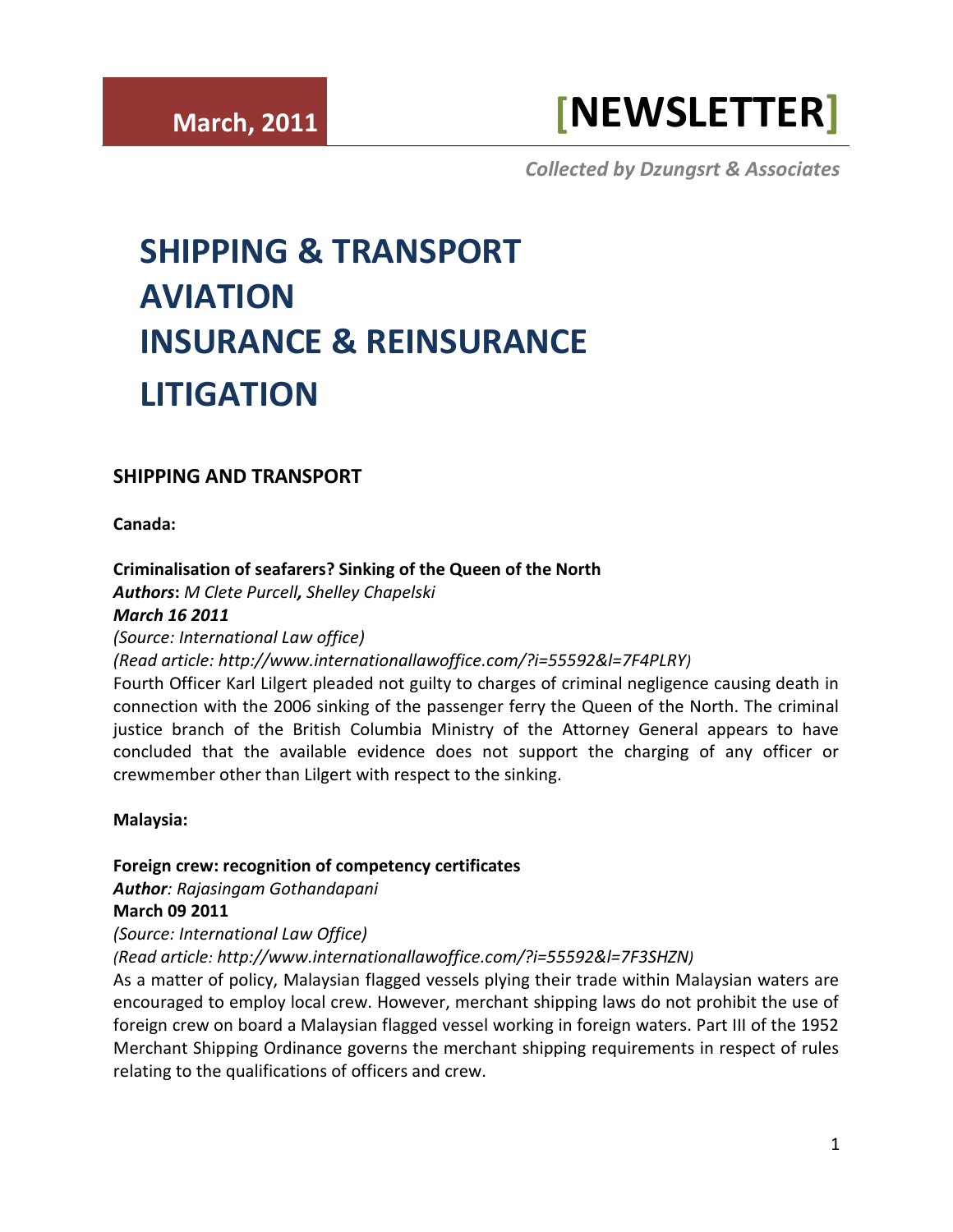March, 2011

# [NEWSLETTER]

*Collected by Dzungsrt & Associates*

# SHIPPING & TRANSPORT
# AVIATION
# INSURANCE & REINSURANCE
# LITIGATION

## SHIPPING AND TRANSPORT

**Canada:**

**Criminalisation of seafarers? Sinking of the Queen of the North**
***Authors**: M Clete Purcell, Shelley Chapelski*
***March 16 2011***
*(Source: International Law office)*
*(Read article: http://www.internationallawoffice.com/?i=55592&l=7F4PLRY)*
Fourth Officer Karl Lilgert pleaded not guilty to charges of criminal negligence causing death in connection with the 2006 sinking of the passenger ferry the Queen of the North. The criminal justice branch of the British Columbia Ministry of the Attorney General appears to have concluded that the available evidence does not support the charging of any officer or crewmember other than Lilgert with respect to the sinking.

**Malaysia:**

**Foreign crew: recognition of competency certificates**
***Author**: Rajasingam Gothandapani*
**March 09 2011**
*(Source: International Law Office)*
*(Read article: http://www.internationallawoffice.com/?i=55592&l=7F3SHZN)*
As a matter of policy, Malaysian flagged vessels plying their trade within Malaysian waters are encouraged to employ local crew. However, merchant shipping laws do not prohibit the use of foreign crew on board a Malaysian flagged vessel working in foreign waters. Part III of the 1952 Merchant Shipping Ordinance governs the merchant shipping requirements in respect of rules relating to the qualifications of officers and crew.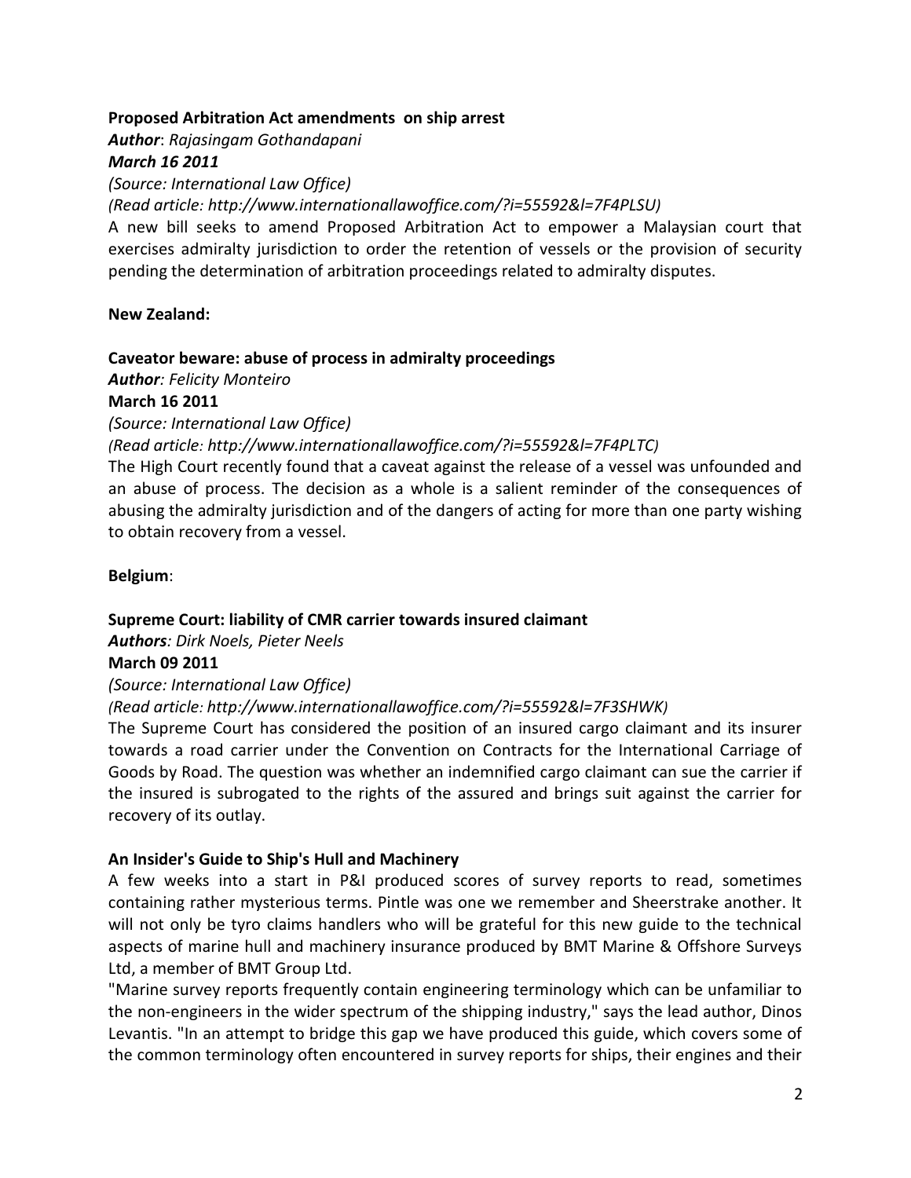**Proposed Arbitration Act amendments on ship arrest**

***Author***: *Rajasingam Gothandapani*

***March 16 2011***

*(Source: International Law Office)*

*(Read article: http://www.internationallawoffice.com/?i=55592&l=7F4PLSU)*

A new bill seeks to amend Proposed Arbitration Act to empower a Malaysian court that exercises admiralty jurisdiction to order the retention of vessels or the provision of security pending the determination of arbitration proceedings related to admiralty disputes.

**New Zealand:**

**Caveator beware: abuse of process in admiralty proceedings**

***Author****: Felicity Monteiro*

**March 16 2011**

*(Source: International Law Office)*

*(Read article: http://www.internationallawoffice.com/?i=55592&l=7F4PLTC)*

The High Court recently found that a caveat against the release of a vessel was unfounded and an abuse of process. The decision as a whole is a salient reminder of the consequences of abusing the admiralty jurisdiction and of the dangers of acting for more than one party wishing to obtain recovery from a vessel.

**Belgium**:

**Supreme Court: liability of CMR carrier towards insured claimant**

***Authors****: Dirk Noels, Pieter Neels*

**March 09 2011**

*(Source: International Law Office)*

*(Read article: http://www.internationallawoffice.com/?i=55592&l=7F3SHWK)*

The Supreme Court has considered the position of an insured cargo claimant and its insurer towards a road carrier under the Convention on Contracts for the International Carriage of Goods by Road. The question was whether an indemnified cargo claimant can sue the carrier if the insured is subrogated to the rights of the assured and brings suit against the carrier for recovery of its outlay.

**An Insider's Guide to Ship's Hull and Machinery**

A few weeks into a start in P&I produced scores of survey reports to read, sometimes containing rather mysterious terms. Pintle was one we remember and Sheerstrake another. It will not only be tyro claims handlers who will be grateful for this new guide to the technical aspects of marine hull and machinery insurance produced by BMT Marine & Offshore Surveys Ltd, a member of BMT Group Ltd.

"Marine survey reports frequently contain engineering terminology which can be unfamiliar to the non-engineers in the wider spectrum of the shipping industry," says the lead author, Dinos Levantis. "In an attempt to bridge this gap we have produced this guide, which covers some of the common terminology often encountered in survey reports for ships, their engines and their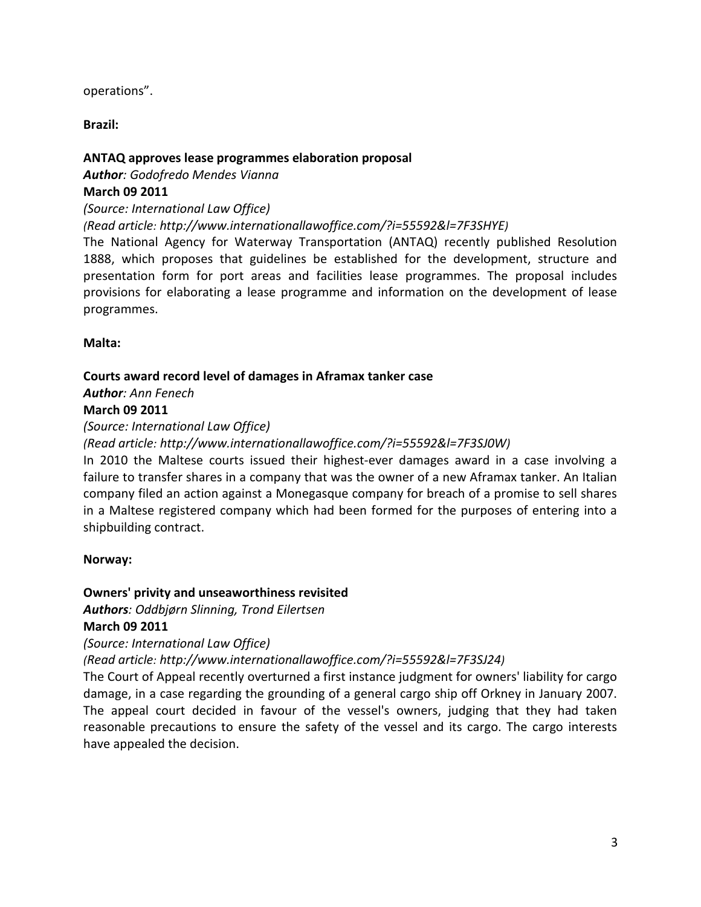operations".

**Brazil:**

**ANTAQ approves lease programmes elaboration proposal**
***Author**: Godofredo Mendes Vianna*
**March 09 2011**
*(Source: International Law Office)*
*(Read article: http://www.internationallawoffice.com/?i=55592&l=7F3SHYE)*
The National Agency for Waterway Transportation (ANTAQ) recently published Resolution 1888, which proposes that guidelines be established for the development, structure and presentation form for port areas and facilities lease programmes. The proposal includes provisions for elaborating a lease programme and information on the development of lease programmes.

**Malta:**

**Courts award record level of damages in Aframax tanker case**
***Author**: Ann Fenech*
**March 09 2011**
*(Source: International Law Office)*
*(Read article: http://www.internationallawoffice.com/?i=55592&l=7F3SJ0W)*
In 2010 the Maltese courts issued their highest-ever damages award in a case involving a failure to transfer shares in a company that was the owner of a new Aframax tanker. An Italian company filed an action against a Monegasque company for breach of a promise to sell shares in a Maltese registered company which had been formed for the purposes of entering into a shipbuilding contract.

**Norway:**

**Owners' privity and unseaworthiness revisited**
***Authors**: Oddbjørn Slinning, Trond Eilertsen*
**March 09 2011**
*(Source: International Law Office)*
*(Read article: http://www.internationallawoffice.com/?i=55592&l=7F3SJ24)*
The Court of Appeal recently overturned a first instance judgment for owners' liability for cargo damage, in a case regarding the grounding of a general cargo ship off Orkney in January 2007. The appeal court decided in favour of the vessel's owners, judging that they had taken reasonable precautions to ensure the safety of the vessel and its cargo. The cargo interests have appealed the decision.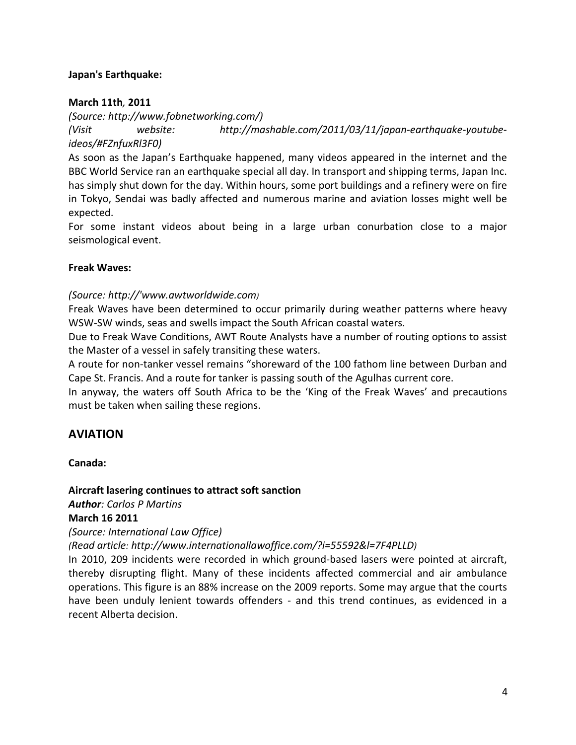**Japan's Earthquake:**

**March 11th, 2011**

*(Source: http://www.fobnetworking.com/)*

*(Visit website: http://mashable.com/2011/03/11/japan-earthquake-youtube-ideos/#FZnfuxRl3F0)*

As soon as the Japan's Earthquake happened, many videos appeared in the internet and the BBC World Service ran an earthquake special all day. In transport and shipping terms, Japan Inc. has simply shut down for the day. Within hours, some port buildings and a refinery were on fire in Tokyo, Sendai was badly affected and numerous marine and aviation losses might well be expected.

For some instant videos about being in a large urban conurbation close to a major seismological event.

**Freak Waves:**

*(Source: http://'www.awtworldwide.com)*

Freak Waves have been determined to occur primarily during weather patterns where heavy WSW-SW winds, seas and swells impact the South African coastal waters.

Due to Freak Wave Conditions, AWT Route Analysts have a number of routing options to assist the Master of a vessel in safely transiting these waters.

A route for non-tanker vessel remains "shoreward of the 100 fathom line between Durban and Cape St. Francis. And a route for tanker is passing south of the Agulhas current core.

In anyway, the waters off South Africa to be the 'King of the Freak Waves' and precautions must be taken when sailing these regions.

## AVIATION

**Canada:**

**Aircraft lasering continues to attract soft sanction**

***Author**: Carlos P Martins*

**March 16 2011**

*(Source: International Law Office)*

*(Read article: http://www.internationallawoffice.com/?i=55592&l=7F4PLLD)*

In 2010, 209 incidents were recorded in which ground-based lasers were pointed at aircraft, thereby disrupting flight. Many of these incidents affected commercial and air ambulance operations. This figure is an 88% increase on the 2009 reports. Some may argue that the courts have been unduly lenient towards offenders - and this trend continues, as evidenced in a recent Alberta decision.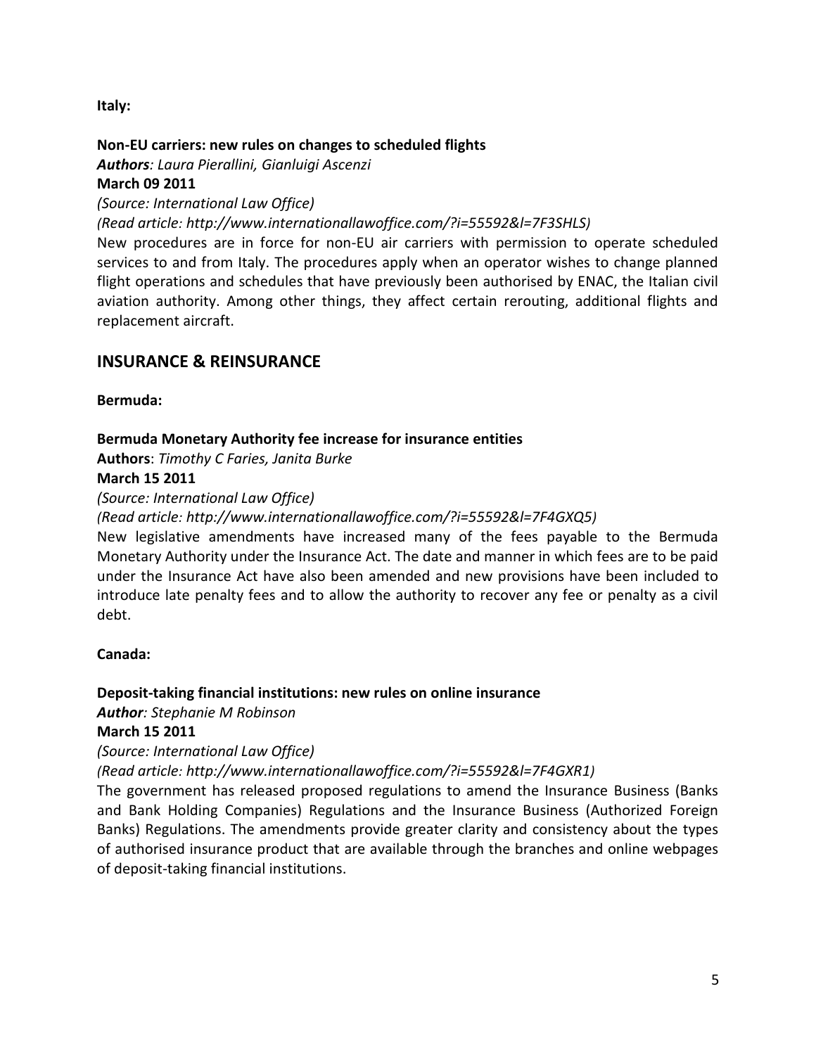**Italy:**

**Non-EU carriers: new rules on changes to scheduled flights**
***Authors**: Laura Pierallini, Gianluigi Ascenzi*
**March 09 2011**
*(Source: International Law Office)*
*(Read article: http://www.internationallawoffice.com/?i=55592&l=7F3SHLS)*
New procedures are in force for non-EU air carriers with permission to operate scheduled services to and from Italy. The procedures apply when an operator wishes to change planned flight operations and schedules that have previously been authorised by ENAC, the Italian civil aviation authority. Among other things, they affect certain rerouting, additional flights and replacement aircraft.

## INSURANCE & REINSURANCE

**Bermuda:**

**Bermuda Monetary Authority fee increase for insurance entities**
**Authors**: *Timothy C Faries, Janita Burke*
**March 15 2011**
*(Source: International Law Office)*
*(Read article: http://www.internationallawoffice.com/?i=55592&l=7F4GXQ5)*
New legislative amendments have increased many of the fees payable to the Bermuda Monetary Authority under the Insurance Act. The date and manner in which fees are to be paid under the Insurance Act have also been amended and new provisions have been included to introduce late penalty fees and to allow the authority to recover any fee or penalty as a civil debt.

**Canada:**

**Deposit-taking financial institutions: new rules on online insurance**
***Author**: Stephanie M Robinson*
**March 15 2011**
*(Source: International Law Office)*
*(Read article: http://www.internationallawoffice.com/?i=55592&l=7F4GXR1)*
The government has released proposed regulations to amend the Insurance Business (Banks and Bank Holding Companies) Regulations and the Insurance Business (Authorized Foreign Banks) Regulations. The amendments provide greater clarity and consistency about the types of authorised insurance product that are available through the branches and online webpages of deposit-taking financial institutions.